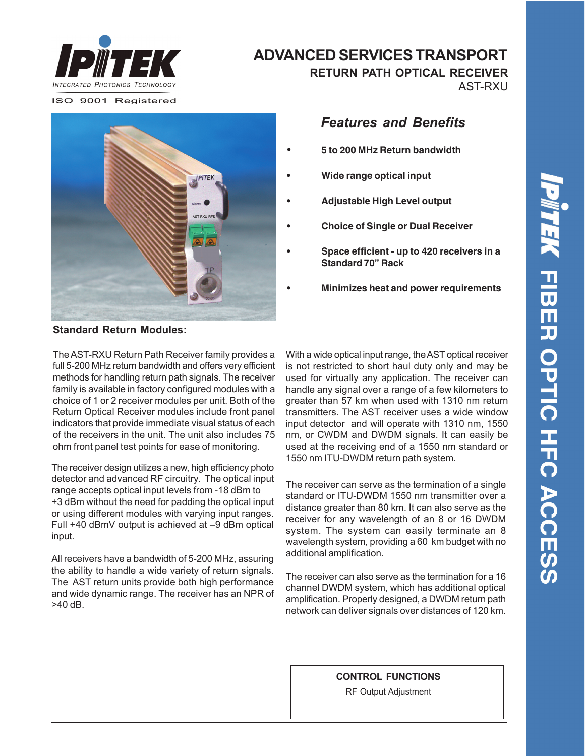IPITEK

INTEGRATED PHOTONICS TECHNOLOGY

ISO 9001 Registered

# ADVANCED SERVICES TRANSPORT

## RETURN PATH OPTICAL RECEIVER

AST-RXU

### *Features and Benefits*

- **5 to 200 MHz Return bandwidth**
- **Wide range optical input**
- **Adjustable High Level output**
- **Choice of Single or Dual Receiver**
- **Space efficient - up to 420 receivers in a Standard 70" Rack**
- **Minimizes heat and power requirements**

**Standard Return Modules:**

The AST-RXU Return Path Receiver family provides a full 5-200 MHz return bandwidth and offers very efficient methods for handling return path signals. The receiver family is available in factory configured modules with a choice of 1 or 2 receiver modules per unit. Both of the Return Optical Receiver modules include front panel indicators that provide immediate visual status of each of the receivers in the unit. The unit also includes 75 ohm front panel test points for ease of monitoring.

The receiver design utilizes a new, high efficiency photo detector and advanced RF circuitry. The optical input range accepts optical input levels from -18 dBm to +3 dBm without the need for padding the optical input or using different modules with varying input ranges. Full +40 dBmV output is achieved at –9 dBm optical input.

All receivers have a bandwidth of 5-200 MHz, assuring the ability to handle a wide variety of return signals. The AST return units provide both high performance and wide dynamic range. The receiver has an NPR of >40 dB.

With a wide optical input range, the AST optical receiver is not restricted to short haul duty only and may be used for virtually any application. The receiver can handle any signal over a range of a few kilometers to greater than 57 km when used with 1310 nm return transmitters. The AST receiver uses a wide window input detector and will operate with 1310 nm, 1550 nm, or CWDM and DWDM signals. It can easily be used at the receiving end of a 1550 nm standard or 1550 nm ITU-DWDM return path system.

The receiver can serve as the termination of a single standard or ITU-DWDM 1550 nm transmitter over a distance greater than 80 km. It can also serve as the receiver for any wavelength of an 8 or 16 DWDM system. The system can easily terminate an 8 wavelength system, providing a 60 km budget with no additional amplification.

The receiver can also serve as the termination for a 16 channel DWDM system, which has additional optical amplification. Properly designed, a DWDM return path network can deliver signals over distances of 120 km.

**CONTROL FUNCTIONS**

RF Output Adjustment

IPITEK FIBER OPTIC HFC ACCESS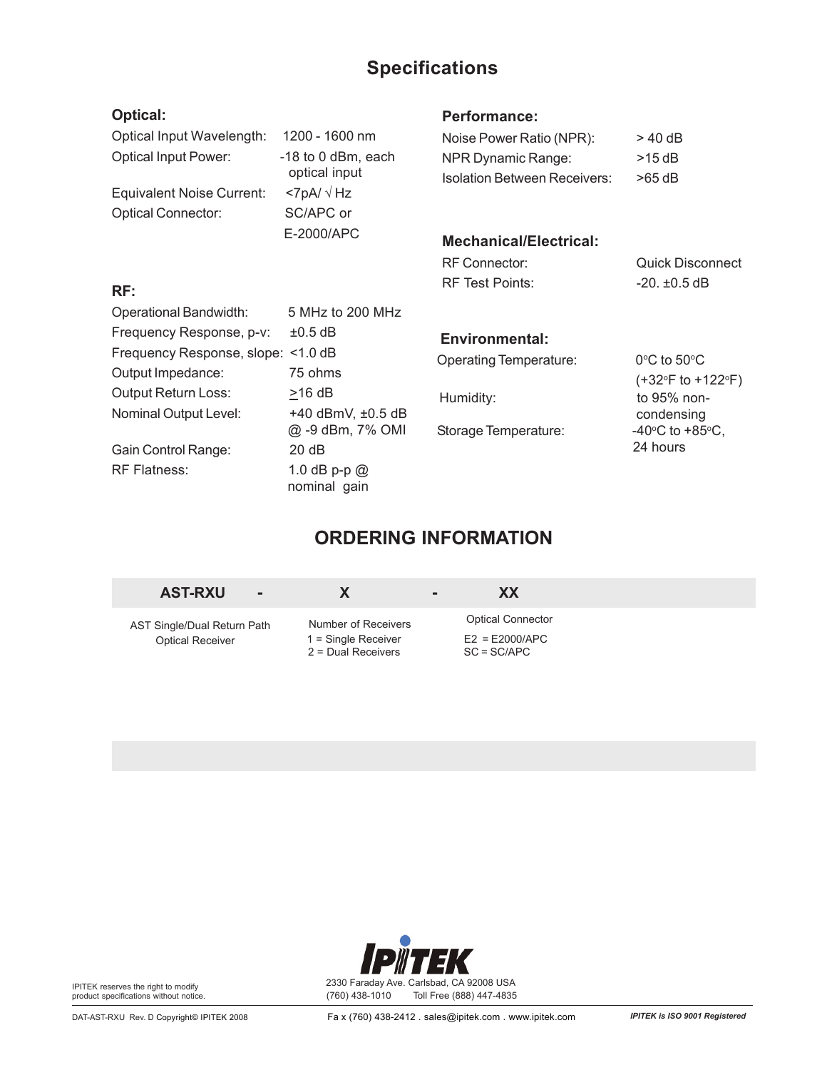# Specifications

## Optical:

| | |
|---|---|
| Optical Input Wavelength: | 1200 - 1600 nm |
| Optical Input Power: | -18 to 0 dBm, each optical input |
| Equivalent Noise Current: | <7pA/ √ Hz |
| Optical Connector: | SC/APC or E-2000/APC |

## RF:

| | |
|---|---|
| Operational Bandwidth: | 5 MHz to 200 MHz |
| Frequency Response, p-v: | ±0.5 dB |
| Frequency Response, slope: | <1.0 dB |
| Output Impedance: | 75 ohms |
| Output Return Loss: | ≥16 dB |
| Nominal Output Level: | +40 dBmV, ±0.5 dB @ -9 dBm, 7% OMI |
| Gain Control Range: | 20 dB |
| RF Flatness: | 1.0 dB p-p @ nominal gain |

## Performance:

| | |
|---|---|
| Noise Power Ratio (NPR): | > 40 dB |
| NPR Dynamic Range: | >15 dB |
| Isolation Between Receivers: | >65 dB |

## Mechanical/Electrical:

| | |
|---|---|
| RF Connector: | Quick Disconnect |
| RF Test Points: | -20. ±0.5 dB |

## Environmental:

| | |
|---|---|
| Operating Temperature: | 0°C to 50°C (+32°F to +122°F) |
| Humidity: | to 95% non-condensing |
| Storage Temperature: | -40°C to +85°C, 24 hours |

# ORDERING INFORMATION

| AST-RXU | - | X | - | XX |
|---|---|---|---|---|
| AST Single/Dual Return Path Optical Receiver | | Number of Receivers<br>1 = Single Receiver<br>2 = Dual Receivers | | Optical Connector<br>E2 = E2000/APC<br>SC = SC/APC |

IPITEK

2330 Faraday Ave. Carlsbad, CA 92008 USA
(760) 438-1010 Toll Free (888) 447-4835
Fa x (760) 438-2412 . sales@ipitek.com . www.ipitek.com

IPITEK reserves the right to modify product specifications without notice.

DAT-AST-RXU Rev. D Copyright© IPITEK 2008

*IPITEK is ISO 9001 Registered*